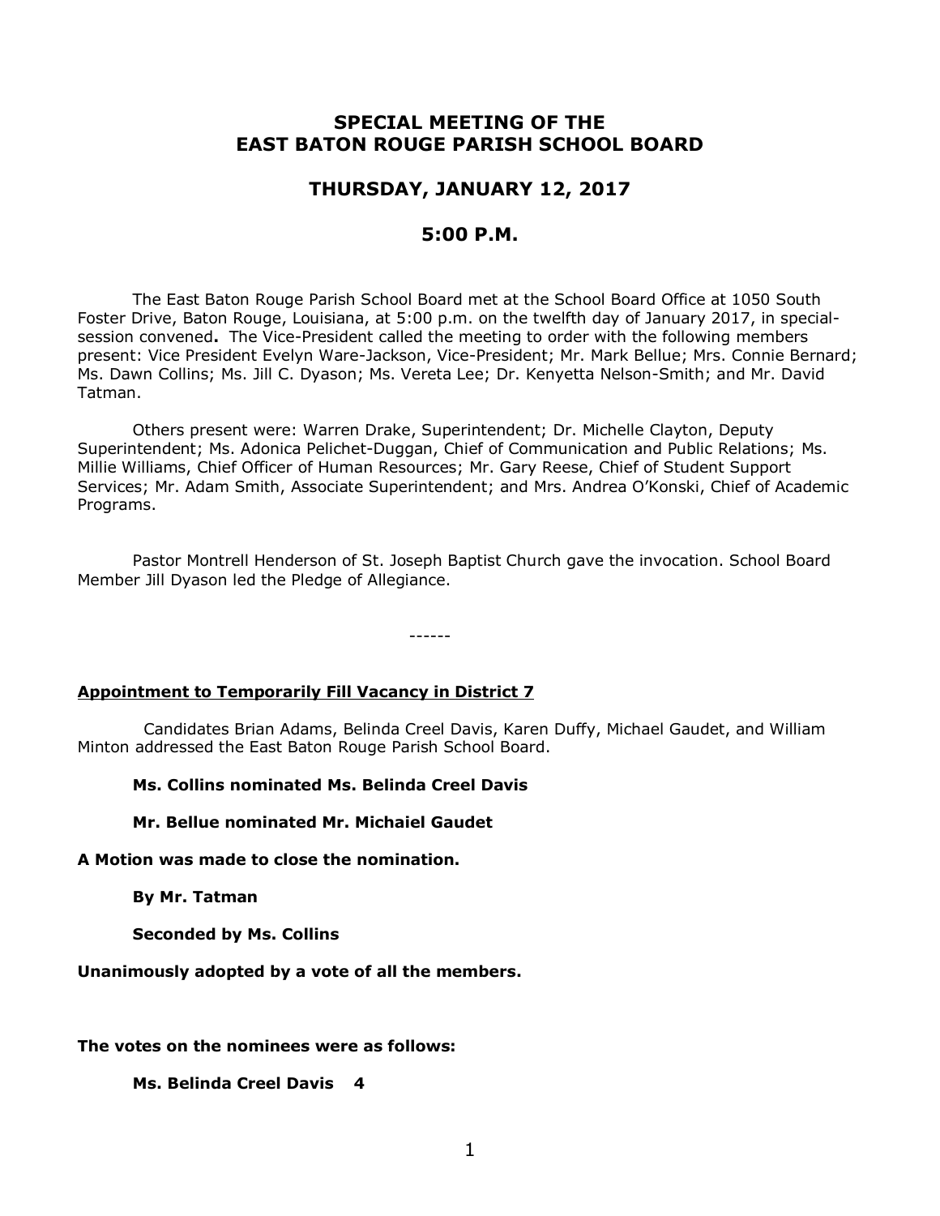# SPECIAL MEETING OF THE EAST BATON ROUGE PARISH SCHOOL BOARD

## THURSDAY, JANUARY 12, 2017

## 5:00 P.M.

The East Baton Rouge Parish School Board met at the School Board Office at 1050 South Foster Drive, Baton Rouge, Louisiana, at 5:00 p.m. on the twelfth day of January 2017, in special-session convened**.** The Vice-President called the meeting to order with the following members present: Vice President Evelyn Ware-Jackson, Vice-President; Mr. Mark Bellue; Mrs. Connie Bernard; Ms. Dawn Collins; Ms. Jill C. Dyason; Ms. Vereta Lee; Dr. Kenyetta Nelson-Smith; and Mr. David Tatman.

Others present were: Warren Drake, Superintendent; Dr. Michelle Clayton, Deputy Superintendent; Ms. Adonica Pelichet-Duggan, Chief of Communication and Public Relations; Ms. Millie Williams, Chief Officer of Human Resources; Mr. Gary Reese, Chief of Student Support Services; Mr. Adam Smith, Associate Superintendent; and Mrs. Andrea O'Konski, Chief of Academic Programs.

Pastor Montrell Henderson of St. Joseph Baptist Church gave the invocation. School Board Member Jill Dyason led the Pledge of Allegiance.

------

**Appointment to Temporarily Fill Vacancy in District 7**

Candidates Brian Adams, Belinda Creel Davis, Karen Duffy, Michael Gaudet, and William Minton addressed the East Baton Rouge Parish School Board.

**Ms. Collins nominated Ms. Belinda Creel Davis**

**Mr. Bellue nominated Mr. Michaiel Gaudet**

**A Motion was made to close the nomination.**

**By Mr. Tatman**

**Seconded by Ms. Collins**

**Unanimously adopted by a vote of all the members.**

**The votes on the nominees were as follows:**

**Ms. Belinda Creel Davis 4**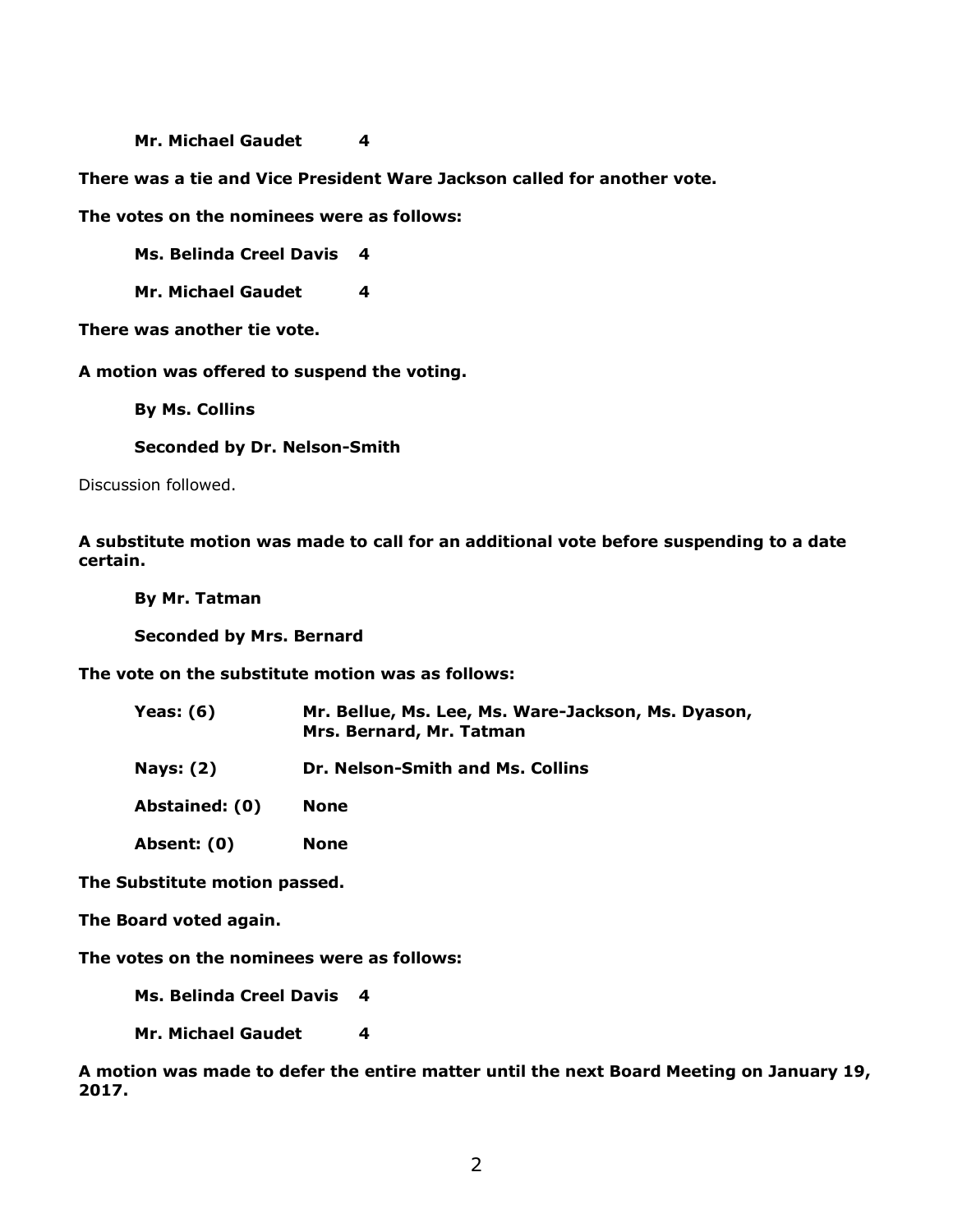**Mr. Michael Gaudet 4**

**There was a tie and Vice President Ware Jackson called for another vote.**

**The votes on the nominees were as follows:**

**Ms. Belinda Creel Davis 4**

**Mr. Michael Gaudet 4**

**There was another tie vote.**

**A motion was offered to suspend the voting.**

**By Ms. Collins**

**Seconded by Dr. Nelson-Smith**

Discussion followed.

**A substitute motion was made to call for an additional vote before suspending to a date certain.**

**By Mr. Tatman**

**Seconded by Mrs. Bernard**

**The vote on the substitute motion was as follows:**

| | |
|---|---|
| **Yeas: (6)** | **Mr. Bellue, Ms. Lee, Ms. Ware-Jackson, Ms. Dyason, Mrs. Bernard, Mr. Tatman** |
| **Nays: (2)** | **Dr. Nelson-Smith and Ms. Collins** |
| **Abstained: (0)** | **None** |
| **Absent: (0)** | **None** |

**The Substitute motion passed.**

**The Board voted again.**

**The votes on the nominees were as follows:**

**Ms. Belinda Creel Davis 4**

**Mr. Michael Gaudet 4**

**A motion was made to defer the entire matter until the next Board Meeting on January 19, 2017.**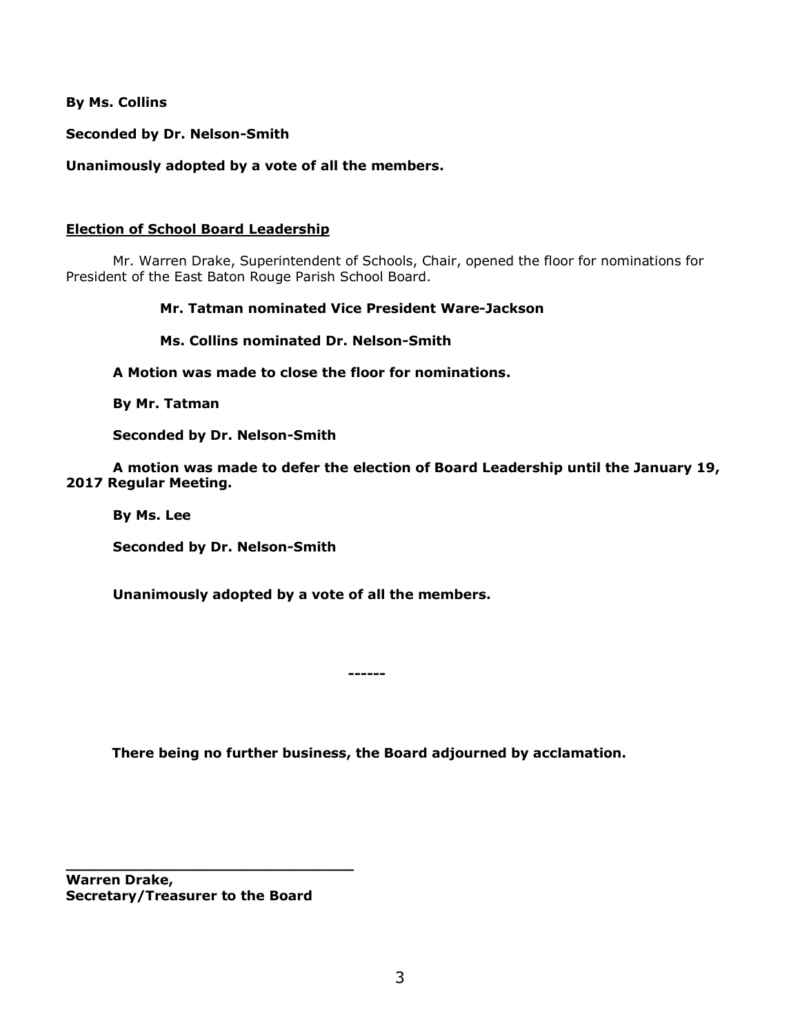**By Ms. Collins**

**Seconded by Dr. Nelson-Smith**

**Unanimously adopted by a vote of all the members.**

**<u>Election of School Board Leadership</u>**

Mr. Warren Drake, Superintendent of Schools, Chair, opened the floor for nominations for President of the East Baton Rouge Parish School Board.

**Mr. Tatman nominated Vice President Ware-Jackson**

**Ms. Collins nominated Dr. Nelson-Smith**

**A Motion was made to close the floor for nominations.**

**By Mr. Tatman**

**Seconded by Dr. Nelson-Smith**

**A motion was made to defer the election of Board Leadership until the January 19, 2017 Regular Meeting.**

**By Ms. Lee**

**Seconded by Dr. Nelson-Smith**

**Unanimously adopted by a vote of all the members.**

**------**

**There being no further business, the Board adjourned by acclamation.**

**________________________________**
**Warren Drake,**
**Secretary/Treasurer to the Board**